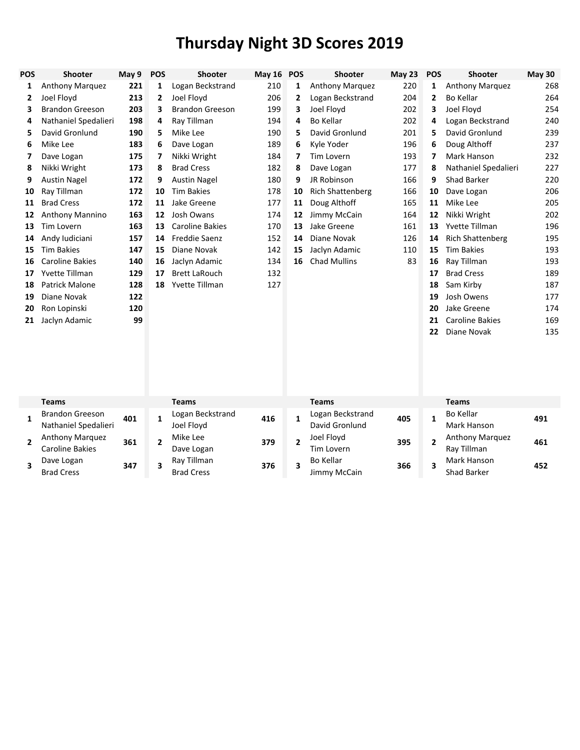# Thursday Night 3D Scores 2019

| POS | Shooter | May 9 | POS | Shooter | May 16 | POS | Shooter | May 23 | POS | Shooter | May 30 |
|---|---|---|---|---|---|---|---|---|---|---|---|
| 1 | Anthony Marquez | 221 | 1 | Logan Beckstrand | 210 | 1 | Anthony Marquez | 220 | 1 | Anthony Marquez | 268 |
| 2 | Joel Floyd | 213 | 2 | Joel Floyd | 206 | 2 | Logan Beckstrand | 204 | 2 | Bo Kellar | 264 |
| 3 | Brandon Greeson | 203 | 3 | Brandon Greeson | 199 | 3 | Joel Floyd | 202 | 3 | Joel Floyd | 254 |
| 4 | Nathaniel Spedalieri | 198 | 4 | Ray Tillman | 194 | 4 | Bo Kellar | 202 | 4 | Logan Beckstrand | 240 |
| 5 | David Gronlund | 190 | 5 | Mike Lee | 190 | 5 | David Gronlund | 201 | 5 | David Gronlund | 239 |
| 6 | Mike Lee | 183 | 6 | Dave Logan | 189 | 6 | Kyle Yoder | 196 | 6 | Doug Althoff | 237 |
| 7 | Dave Logan | 175 | 7 | Nikki Wright | 184 | 7 | Tim Lovern | 193 | 7 | Mark Hanson | 232 |
| 8 | Nikki Wright | 173 | 8 | Brad Cress | 182 | 8 | Dave Logan | 177 | 8 | Nathaniel Spedalieri | 227 |
| 9 | Austin Nagel | 172 | 9 | Austin Nagel | 180 | 9 | JR Robinson | 166 | 9 | Shad Barker | 220 |
| 10 | Ray Tillman | 172 | 10 | Tim Bakies | 178 | 10 | Rich Shattenberg | 166 | 10 | Dave Logan | 206 |
| 11 | Brad Cress | 172 | 11 | Jake Greene | 177 | 11 | Doug Althoff | 165 | 11 | Mike Lee | 205 |
| 12 | Anthony Mannino | 163 | 12 | Josh Owans | 174 | 12 | Jimmy McCain | 164 | 12 | Nikki Wright | 202 |
| 13 | Tim Lovern | 163 | 13 | Caroline Bakies | 170 | 13 | Jake Greene | 161 | 13 | Yvette Tillman | 196 |
| 14 | Andy Iudiciani | 157 | 14 | Freddie Saenz | 152 | 14 | Diane Novak | 126 | 14 | Rich Shattenberg | 195 |
| 15 | Tim Bakies | 147 | 15 | Diane Novak | 142 | 15 | Jaclyn Adamic | 110 | 15 | Tim Bakies | 193 |
| 16 | Caroline Bakies | 140 | 16 | Jaclyn Adamic | 134 | 16 | Chad Mullins | 83 | 16 | Ray Tillman | 193 |
| 17 | Yvette Tillman | 129 | 17 | Brett LaRouch | 132 | | | | 17 | Brad Cress | 189 |
| 18 | Patrick Malone | 128 | 18 | Yvette Tillman | 127 | | | | 18 | Sam Kirby | 187 |
| 19 | Diane Novak | 122 | | | | | | | 19 | Josh Owens | 177 |
| 20 | Ron Lopinski | 120 | | | | | | | 20 | Jake Greene | 174 |
| 21 | Jaclyn Adamic | 99 | | | | | | | 21 | Caroline Bakies | 169 |
| | | | | | | | | | 22 | Diane Novak | 135 |

| | Teams | | | Teams | | | Teams | | | Teams | |
|---|---|---|---|---|---|---|---|---|---|---|---|
| 1 | Brandon Greeson<br>Nathaniel Spedalieri | 401 | 1 | Logan Beckstrand<br>Joel Floyd | 416 | 1 | Logan Beckstrand<br>David Gronlund | 405 | 1 | Bo Kellar<br>Mark Hanson | 491 |
| 2 | Anthony Marquez<br>Caroline Bakies | 361 | 2 | Mike Lee<br>Dave Logan | 379 | 2 | Joel Floyd<br>Tim Lovern | 395 | 2 | Anthony Marquez<br>Ray Tillman | 461 |
| 3 | Dave Logan<br>Brad Cress | 347 | 3 | Ray Tillman<br>Brad Cress | 376 | 3 | Bo Kellar<br>Jimmy McCain | 366 | 3 | Mark Hanson<br>Shad Barker | 452 |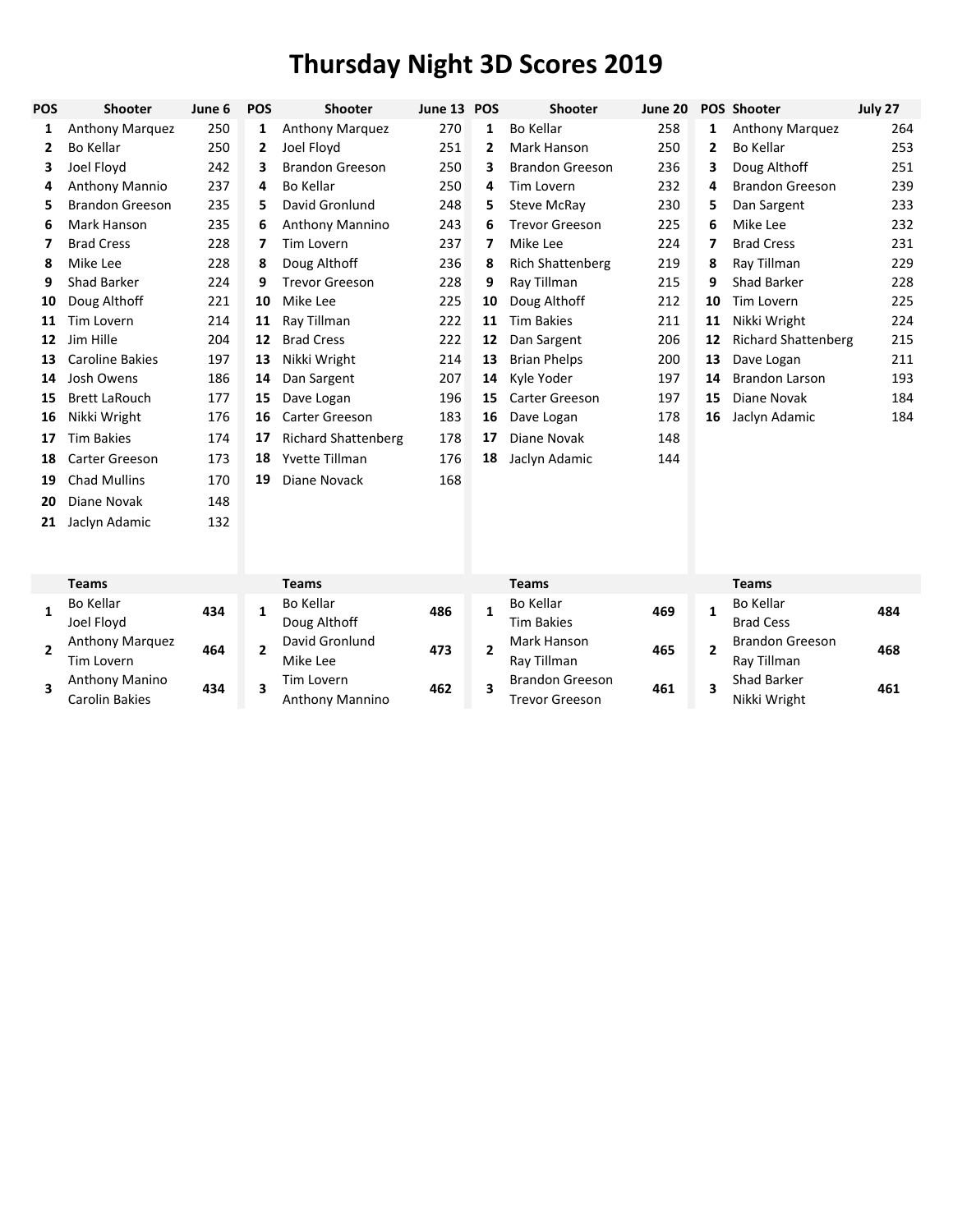# Thursday Night 3D Scores 2019

| POS | Shooter | June 6 | POS | Shooter | June 13 | POS | Shooter | June 20 | POS | Shooter | July 27 |
|---|---|---|---|---|---|---|---|---|---|---|---|
| 1 | Anthony Marquez | 250 | 1 | Anthony Marquez | 270 | 1 | Bo Kellar | 258 | 1 | Anthony Marquez | 264 |
| 2 | Bo Kellar | 250 | 2 | Joel Floyd | 251 | 2 | Mark Hanson | 250 | 2 | Bo Kellar | 253 |
| 3 | Joel Floyd | 242 | 3 | Brandon Greeson | 250 | 3 | Brandon Greeson | 236 | 3 | Doug Althoff | 251 |
| 4 | Anthony Mannio | 237 | 4 | Bo Kellar | 250 | 4 | Tim Lovern | 232 | 4 | Brandon Greeson | 239 |
| 5 | Brandon Greeson | 235 | 5 | David Gronlund | 248 | 5 | Steve McRay | 230 | 5 | Dan Sargent | 233 |
| 6 | Mark Hanson | 235 | 6 | Anthony Mannino | 243 | 6 | Trevor Greeson | 225 | 6 | Mike Lee | 232 |
| 7 | Brad Cress | 228 | 7 | Tim Lovern | 237 | 7 | Mike Lee | 224 | 7 | Brad Cress | 231 |
| 8 | Mike Lee | 228 | 8 | Doug Althoff | 236 | 8 | Rich Shattenberg | 219 | 8 | Ray Tillman | 229 |
| 9 | Shad Barker | 224 | 9 | Trevor Greeson | 228 | 9 | Ray Tillman | 215 | 9 | Shad Barker | 228 |
| 10 | Doug Althoff | 221 | 10 | Mike Lee | 225 | 10 | Doug Althoff | 212 | 10 | Tim Lovern | 225 |
| 11 | Tim Lovern | 214 | 11 | Ray Tillman | 222 | 11 | Tim Bakies | 211 | 11 | Nikki Wright | 224 |
| 12 | Jim Hille | 204 | 12 | Brad Cress | 222 | 12 | Dan Sargent | 206 | 12 | Richard Shattenberg | 215 |
| 13 | Caroline Bakies | 197 | 13 | Nikki Wright | 214 | 13 | Brian Phelps | 200 | 13 | Dave Logan | 211 |
| 14 | Josh Owens | 186 | 14 | Dan Sargent | 207 | 14 | Kyle Yoder | 197 | 14 | Brandon Larson | 193 |
| 15 | Brett LaRouch | 177 | 15 | Dave Logan | 196 | 15 | Carter Greeson | 197 | 15 | Diane Novak | 184 |
| 16 | Nikki Wright | 176 | 16 | Carter Greeson | 183 | 16 | Dave Logan | 178 | 16 | Jaclyn Adamic | 184 |
| 17 | Tim Bakies | 174 | 17 | Richard Shattenberg | 178 | 17 | Diane Novak | 148 | | | |
| 18 | Carter Greeson | 173 | 18 | Yvette Tillman | 176 | 18 | Jaclyn Adamic | 144 | | | |
| 19 | Chad Mullins | 170 | 19 | Diane Novack | 168 | | | | | | |
| 20 | Diane Novak | 148 | | | | | | | | | |
| 21 | Jaclyn Adamic | 132 | | | | | | | | | |

| | Teams | | | Teams | | | Teams | | | Teams | |
|---|---|---|---|---|---|---|---|---|---|---|---|
| **1** | Bo Kellar<br>Joel Floyd | **434** | **1** | Bo Kellar<br>Doug Althoff | **486** | **1** | Bo Kellar<br>Tim Bakies | **469** | **1** | Bo Kellar<br>Brad Cess | **484** |
| **2** | Anthony Marquez<br>Tim Lovern | **464** | **2** | David Gronlund<br>Mike Lee | **473** | **2** | Mark Hanson<br>Ray Tillman | **465** | **2** | Brandon Greeson<br>Ray Tillman | **468** |
| **3** | Anthony Manino<br>Carolin Bakies | **434** | **3** | Tim Lovern<br>Anthony Mannino | **462** | **3** | Brandon Greeson<br>Trevor Greeson | **461** | **3** | Shad Barker<br>Nikki Wright | **461** |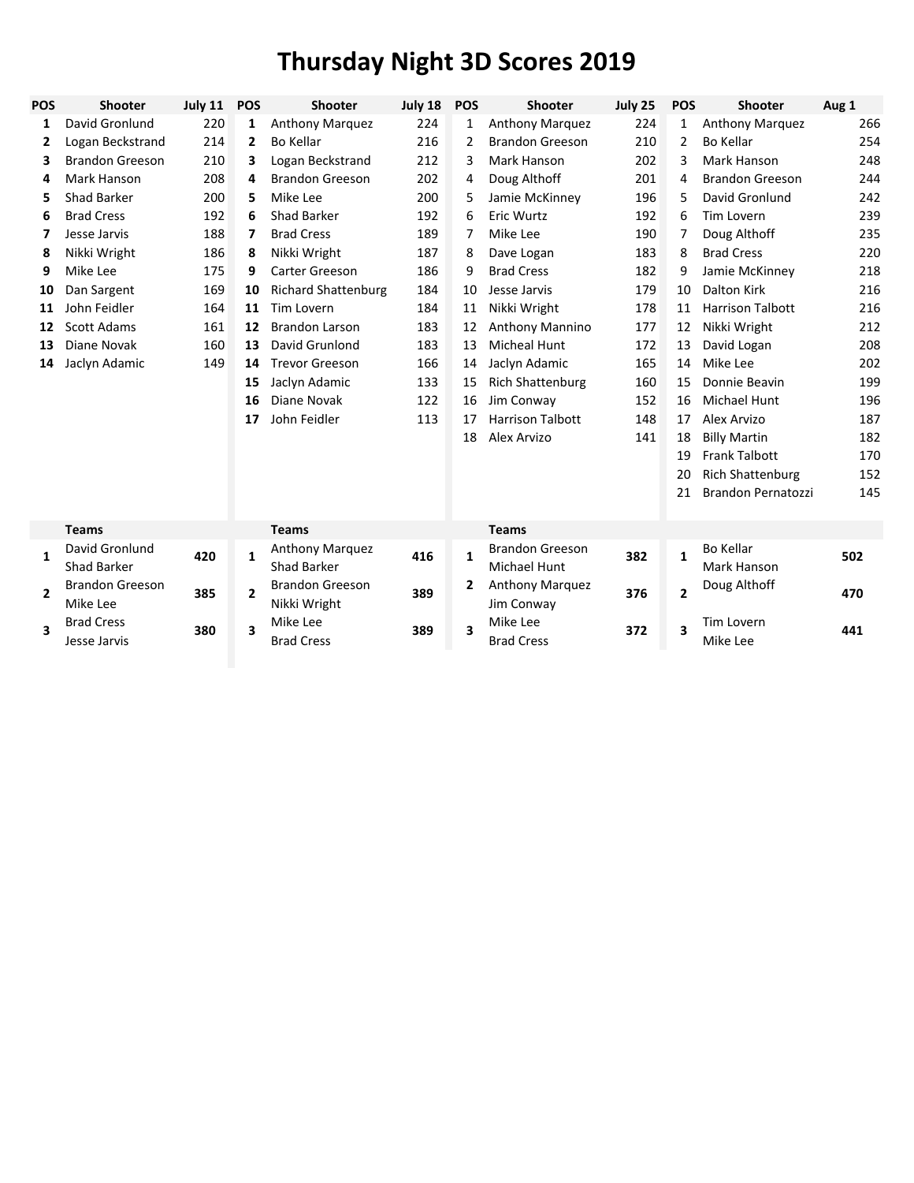# Thursday Night 3D Scores 2019

| POS | Shooter | July 11 | POS | Shooter | July 18 | POS | Shooter | July 25 | POS | Shooter | Aug 1 |
|---|---|---|---|---|---|---|---|---|---|---|---|
| 1 | David Gronlund | 220 | 1 | Anthony Marquez | 224 | 1 | Anthony Marquez | 224 | 1 | Anthony Marquez | 266 |
| 2 | Logan Beckstrand | 214 | 2 | Bo Kellar | 216 | 2 | Brandon Greeson | 210 | 2 | Bo Kellar | 254 |
| 3 | Brandon Greeson | 210 | 3 | Logan Beckstrand | 212 | 3 | Mark Hanson | 202 | 3 | Mark Hanson | 248 |
| 4 | Mark Hanson | 208 | 4 | Brandon Greeson | 202 | 4 | Doug Althoff | 201 | 4 | Brandon Greeson | 244 |
| 5 | Shad Barker | 200 | 5 | Mike Lee | 200 | 5 | Jamie McKinney | 196 | 5 | David Gronlund | 242 |
| 6 | Brad Cress | 192 | 6 | Shad Barker | 192 | 6 | Eric Wurtz | 192 | 6 | Tim Lovern | 239 |
| 7 | Jesse Jarvis | 188 | 7 | Brad Cress | 189 | 7 | Mike Lee | 190 | 7 | Doug Althoff | 235 |
| 8 | Nikki Wright | 186 | 8 | Nikki Wright | 187 | 8 | Dave Logan | 183 | 8 | Brad Cress | 220 |
| 9 | Mike Lee | 175 | 9 | Carter Greeson | 186 | 9 | Brad Cress | 182 | 9 | Jamie McKinney | 218 |
| 10 | Dan Sargent | 169 | 10 | Richard Shattenburg | 184 | 10 | Jesse Jarvis | 179 | 10 | Dalton Kirk | 216 |
| 11 | John Feidler | 164 | 11 | Tim Lovern | 184 | 11 | Nikki Wright | 178 | 11 | Harrison Talbott | 216 |
| 12 | Scott Adams | 161 | 12 | Brandon Larson | 183 | 12 | Anthony Mannino | 177 | 12 | Nikki Wright | 212 |
| 13 | Diane Novak | 160 | 13 | David Grunlond | 183 | 13 | Micheal Hunt | 172 | 13 | David Logan | 208 |
| 14 | Jaclyn Adamic | 149 | 14 | Trevor Greeson | 166 | 14 | Jaclyn Adamic | 165 | 14 | Mike Lee | 202 |
| | | | 15 | Jaclyn Adamic | 133 | 15 | Rich Shattenburg | 160 | 15 | Donnie Beavin | 199 |
| | | | 16 | Diane Novak | 122 | 16 | Jim Conway | 152 | 16 | Michael Hunt | 196 |
| | | | 17 | John Feidler | 113 | 17 | Harrison Talbott | 148 | 17 | Alex Arvizo | 187 |
| | | | | | | 18 | Alex Arvizo | 141 | 18 | Billy Martin | 182 |
| | | | | | | | | | 19 | Frank Talbott | 170 |
| | | | | | | | | | 20 | Rich Shattenburg | 152 |
| | | | | | | | | | 21 | Brandon Pernatozzi | 145 |

| | Teams | | | Teams | | | Teams | | | | |
|---|---|---|---|---|---|---|---|---|---|---|---|
| 1 | David Gronlund<br>Shad Barker | **420** | 1 | Anthony Marquez<br>Shad Barker | **416** | 1 | Brandon Greeson<br>Michael Hunt | **382** | 1 | Bo Kellar<br>Mark Hanson | **502** |
| 2 | Brandon Greeson<br>Mike Lee | **385** | 2 | Brandon Greeson<br>Nikki Wright | **389** | 2 | Anthony Marquez<br>Jim Conway | **376** | 2 | Doug Althoff | **470** |
| 3 | Brad Cress<br>Jesse Jarvis | **380** | 3 | Mike Lee<br>Brad Cress | **389** | 3 | Mike Lee<br>Brad Cress | **372** | 3 | Tim Lovern<br>Mike Lee | **441** |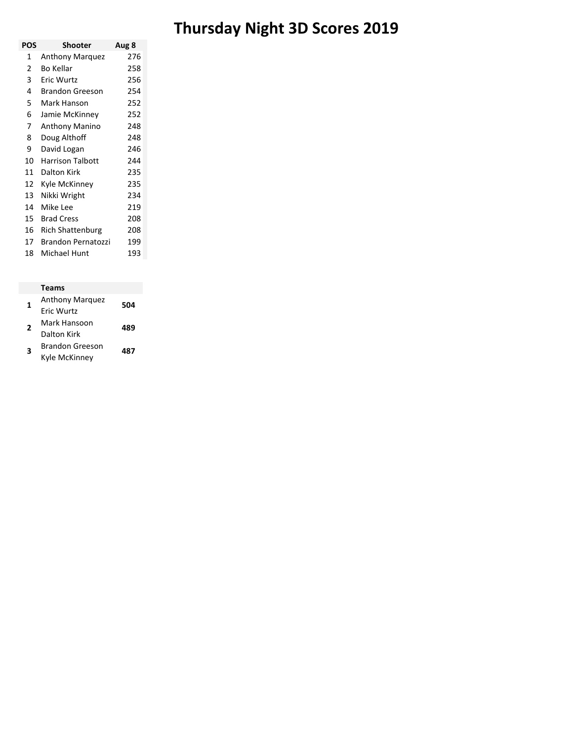# Thursday Night 3D Scores 2019

| POS | Shooter | Aug 8 |
|---|---|---|
| 1 | Anthony Marquez | 276 |
| 2 | Bo Kellar | 258 |
| 3 | Eric Wurtz | 256 |
| 4 | Brandon Greeson | 254 |
| 5 | Mark Hanson | 252 |
| 6 | Jamie McKinney | 252 |
| 7 | Anthony Manino | 248 |
| 8 | Doug Althoff | 248 |
| 9 | David Logan | 246 |
| 10 | Harrison Talbott | 244 |
| 11 | Dalton Kirk | 235 |
| 12 | Kyle McKinney | 235 |
| 13 | Nikki Wright | 234 |
| 14 | Mike Lee | 219 |
| 15 | Brad Cress | 208 |
| 16 | Rich Shattenburg | 208 |
| 17 | Brandon Pernatozzi | 199 |
| 18 | Michael Hunt | 193 |

| | Teams | |
|---|---|---|
| **1** | Anthony Marquez<br>Eric Wurtz | **504** |
| **2** | Mark Hansoon<br>Dalton Kirk | **489** |
| **3** | Brandon Greeson<br>Kyle McKinney | **487** |